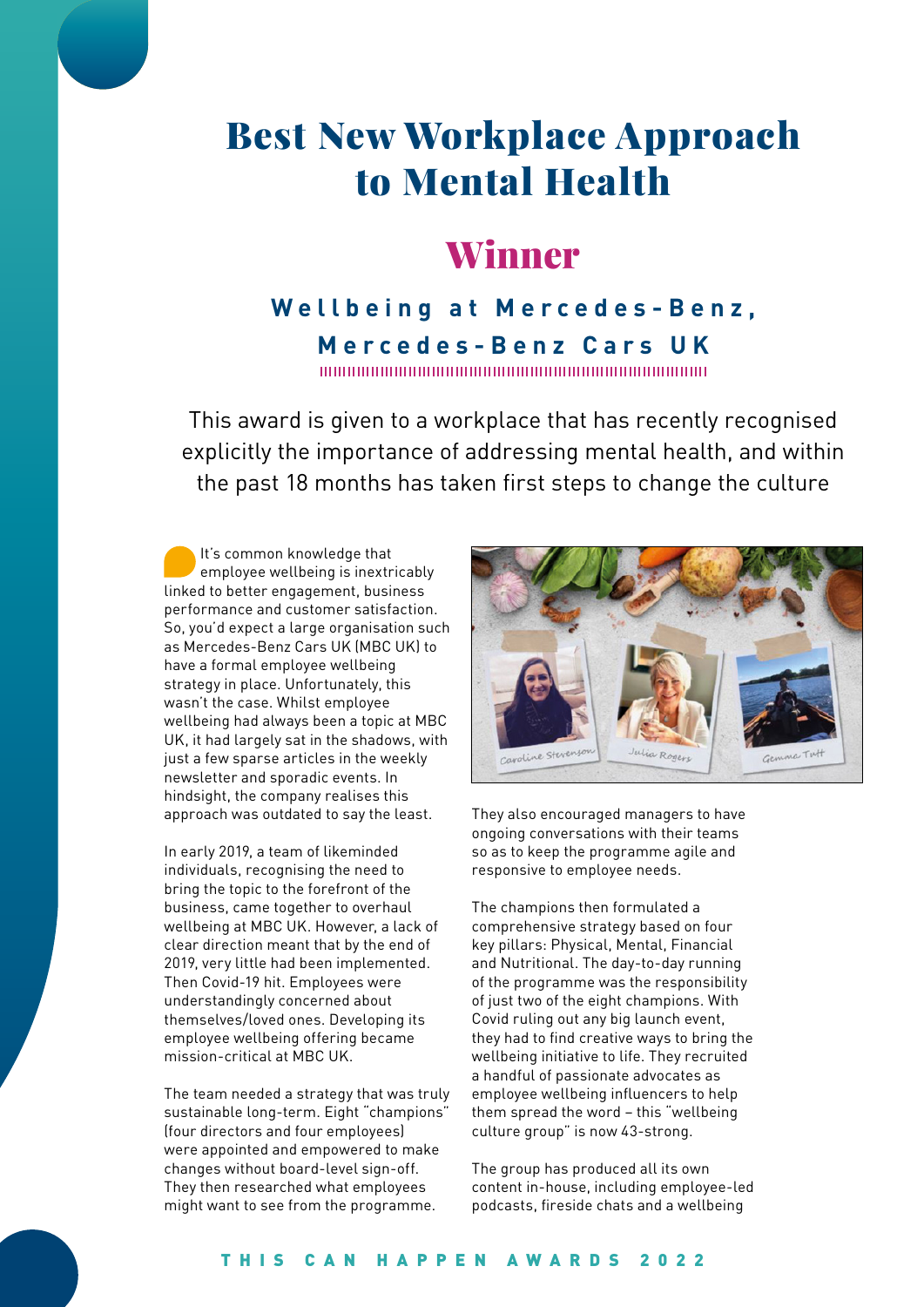# Best New Workplace Approach to Mental Health

## Winner

### Wellbeing at Mercedes-Benz, Mercedes-Benz Cars UK

This award is given to a workplace that has recently recognised explicitly the importance of addressing mental health, and within the past 18 months has taken first steps to change the culture

It's common knowledge that employee wellbeing is inextricably linked to better engagement, business performance and customer satisfaction. So, you'd expect a large organisation such as Mercedes-Benz Cars UK (MBC UK) to have a formal employee wellbeing strategy in place. Unfortunately, this wasn't the case. Whilst employee wellbeing had always been a topic at MBC UK, it had largely sat in the shadows, with just a few sparse articles in the weekly newsletter and sporadic events. In hindsight, the company realises this approach was outdated to say the least.

In early 2019, a team of likeminded individuals, recognising the need to bring the topic to the forefront of the business, came together to overhaul wellbeing at MBC UK. However, a lack of clear direction meant that by the end of 2019, very little had been implemented. Then Covid-19 hit. Employees were understandingly concerned about themselves/loved ones. Developing its employee wellbeing offering became mission-critical at MBC UK.

The team needed a strategy that was truly sustainable long-term. Eight "champions" (four directors and four employees) were appointed and empowered to make changes without board-level sign-off. They then researched what employees might want to see from the programme.

Caroline Stevenson, Julia Rogers, Gemma Tutt

They also encouraged managers to have ongoing conversations with their teams so as to keep the programme agile and responsive to employee needs.

The champions then formulated a comprehensive strategy based on four key pillars: Physical, Mental, Financial and Nutritional. The day-to-day running of the programme was the responsibility of just two of the eight champions. With Covid ruling out any big launch event, they had to find creative ways to bring the wellbeing initiative to life. They recruited a handful of passionate advocates as employee wellbeing influencers to help them spread the word – this "wellbeing culture group" is now 43-strong.

The group has produced all its own content in-house, including employee-led podcasts, fireside chats and a wellbeing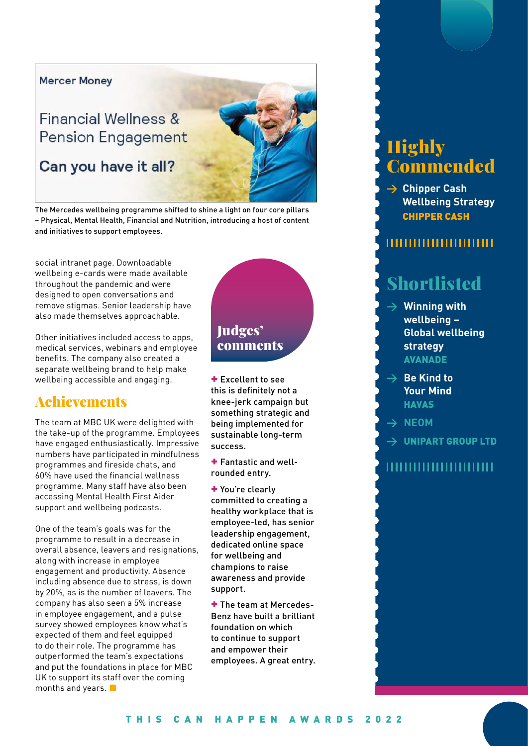Mercer Money

Financial Wellness & Pension Engagement

Can you have it all?

The Mercedes wellbeing programme shifted to shine a light on four core pillars – Physical, Mental Health, Financial and Nutrition, introducing a host of content and initiatives to support employees.

social intranet page. Downloadable wellbeing e-cards were made available throughout the pandemic and were designed to open conversations and remove stigmas. Senior leadership have also made themselves approachable.

Other initiatives included access to apps, medical services, webinars and employee benefits. The company also created a separate wellbeing brand to help make wellbeing accessible and engaging.

## Achievements

The team at MBC UK were delighted with the take-up of the programme. Employees have engaged enthusiastically. Impressive numbers have participated in mindfulness programmes and fireside chats, and 60% have used the financial wellness programme. Many staff have also been accessing Mental Health First Aider support and wellbeing podcasts.

One of the team's goals was for the programme to result in a decrease in overall absence, leavers and resignations, along with increase in employee engagement and productivity. Absence including absence due to stress, is down by 20%, as is the number of leavers. The company has also seen a 5% increase in employee engagement, and a pulse survey showed employees know what's expected of them and feel equipped to do their role. The programme has outperformed the team's expectations and put the foundations in place for MBC UK to support its staff over the coming months and years.

## Judges' comments

+ Excellent to see this is definitely not a knee-jerk campaign but something strategic and being implemented for sustainable long-term success.

+ Fantastic and well-rounded entry.

+ You're clearly committed to creating a healthy workplace that is employee-led, has senior leadership engagement, dedicated online space for wellbeing and champions to raise awareness and provide support.

+ The team at Mercedes-Benz have built a brilliant foundation on which to continue to support and empower their employees. A great entry.

## Highly Commended

- **Chipper Cash Wellbeing Strategy**
  **CHIPPER CASH**

## Shortlisted

- **Winning with wellbeing – Global wellbeing strategy**
  **AVANADE**
- **Be Kind to Your Mind**
  **HAVAS**
- **NEOM**
- **UNIPART GROUP LTD**